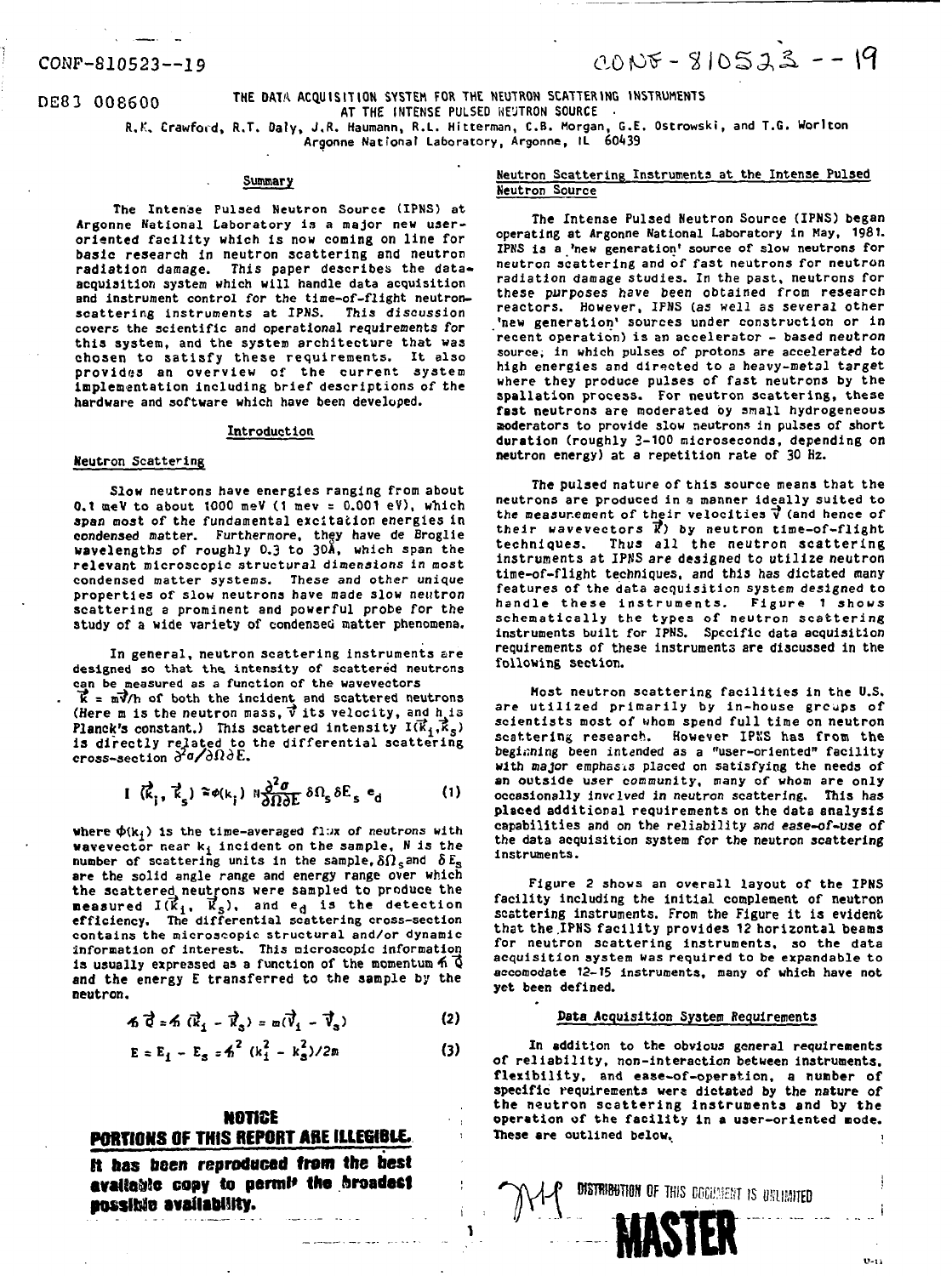CONF-810523--19

CONF-810523--19

DE83 008600

# THE DATA ACQUISITION SYSTEM FOR THE NEUTRON SCATTERING INSTRUMENTS AT THE INTENSE PULSED NEUTRON SOURCE

R.K. Crawford, R.T. Daly, J.R. Haumann, R.L. Hitterman, C.B. Morgan, G.E. Ostrowski, and T.G. Worlton
Argonne National Laboratory, Argonne, IL 60439

## Summary

The Intense Pulsed Neutron Source (IPNS) at Argonne National Laboratory is a major new user-oriented facility which is now coming on line for basic research in neutron scattering and neutron radiation damage. This paper describes the data-acquisition system which will handle data acquisition and instrument control for the time-of-flight neutron-scattering instruments at IPNS. This discussion covers the scientific and operational requirements for this system, and the system architecture that was chosen to satisfy these requirements. It also provides an overview of the current system implementation including brief descriptions of the hardware and software which have been developed.

## Introduction

### Neutron Scattering

Slow neutrons have energies ranging from about 0.1 meV to about 1000 meV (1 mev = 0.001 eV), which span most of the fundamental excitation energies in condensed matter. Furthermore, they have de Broglie wavelengths of roughly 0.3 to 30Å, which span the relevant microscopic structural dimensions in most condensed matter systems. These and other unique properties of slow neutrons have made slow neutron scattering a prominent and powerful probe for the study of a wide variety of condensed matter phenomena.

In general, neutron scattering instruments are designed so that the intensity of scattered neutrons can be measured as a function of the wavevectors $\vec{k} = m\vec{v}/\hbar$ of both the incident and scattered neutrons (Here m is the neutron mass, $\vec{v}$ its velocity, and $\hbar$ is Planck's constant.) This scattered intensity $I(\vec{k}_i,\vec{k}_s)$ is directly related to the differential scattering cross-section $\partial^2\sigma/\partial\Omega\partial E$.

$$I\,(\vec{k}_i,\,\vec{k}_s) \approx \phi(k_i)\;N\frac{\partial^2\sigma}{\partial\Omega\partial E}\,\delta\Omega_s\,\delta E_s\;e_d \qquad (1)$$

where $\phi(k_i)$ is the time-averaged flux of neutrons with wavevector near $k_i$ incident on the sample, N is the number of scattering units in the sample, $\delta\Omega_s$ and $\delta E_s$ are the solid angle range and energy range over which the scattered neutrons were sampled to produce the measured $I(\vec{k}_i,\,\vec{k}_s)$, and $e_d$ is the detection efficiency. The differential scattering cross-section contains the microscopic structural and/or dynamic information of interest. This microscopic information is usually expressed as a function of the momentum $\hbar\vec{Q}$ and the energy E transferred to the sample by the neutron.

$$\hbar\vec{Q} = \hbar\,(\vec{k}_i - \vec{k}_s) = m(\vec{v}_i - \vec{v}_s) \qquad (2)$$

$$E = E_i - E_s = \hbar^2\,(k_i^2 - k_s^2)/2m \qquad (3)$$

**NOTICE**
**PORTIONS OF THIS REPORT ARE ILLEGIBLE.**
**It has been reproduced from the best available copy to permit the broadest possible availability.**

### Neutron Scattering Instruments at the Intense Pulsed Neutron Source

The Intense Pulsed Neutron Source (IPNS) began operating at Argonne National Laboratory in May, 1981. IPNS is a 'new generation' source of slow neutrons for neutron scattering and of fast neutrons for neutron radiation damage studies. In the past, neutrons for these purposes have been obtained from research reactors. However, IPNS (as well as several other 'new generation' sources under construction or in recent operation) is an accelerator - based neutron source, in which pulses of protons are accelerated to high energies and directed to a heavy-metal target where they produce pulses of fast neutrons by the spallation process. For neutron scattering, these fast neutrons are moderated by small hydrogeneous moderators to provide slow neutrons in pulses of short duration (roughly 3-100 microseconds, depending on neutron energy) at a repetition rate of 30 Hz.

The pulsed nature of this source means that the neutrons are produced in a manner ideally suited to the measurement of their velocities $\vec{v}$ (and hence of their wavevectors $\vec{k}$) by neutron time-of-flight techniques. Thus all the neutron scattering instruments at IPNS are designed to utilize neutron time-of-flight techniques, and this has dictated many features of the data acquisition system designed to handle these instruments. Figure 1 shows schematically the types of neutron scattering instruments built for IPNS. Specific data acquisition requirements of these instruments are discussed in the following section.

Most neutron scattering facilities in the U.S. are utilized primarily by in-house groups of scientists most of whom spend full time on neutron scattering research. However IPNS has from the beginning been intended as a "user-oriented" facility with major emphasis placed on satisfying the needs of an outside user community, many of whom are only occasionally involved in neutron scattering. This has placed additional requirements on the data analysis capabilities and on the reliability and ease-of-use of the data acquisition system for the neutron scattering instruments.

Figure 2 shows an overall layout of the IPNS facility including the initial complement of neutron scattering instruments. From the Figure it is evident that the IPNS facility provides 12 horizontal beams for neutron scattering instruments, so the data acquisition system was required to be expandable to accomodate 12-15 instruments, many of which have not yet been defined.

## Data Acquisition System Requirements

In addition to the obvious general requirements of reliability, non-interaction between instruments, flexibility, and ease-of-operation, a number of specific requirements were dictated by the nature of the neutron scattering instruments and by the operation of the facility in a user-oriented mode. These are outlined below.

DISTRIBUTION OF THIS DOCUMENT IS UNLIMITED

MASTER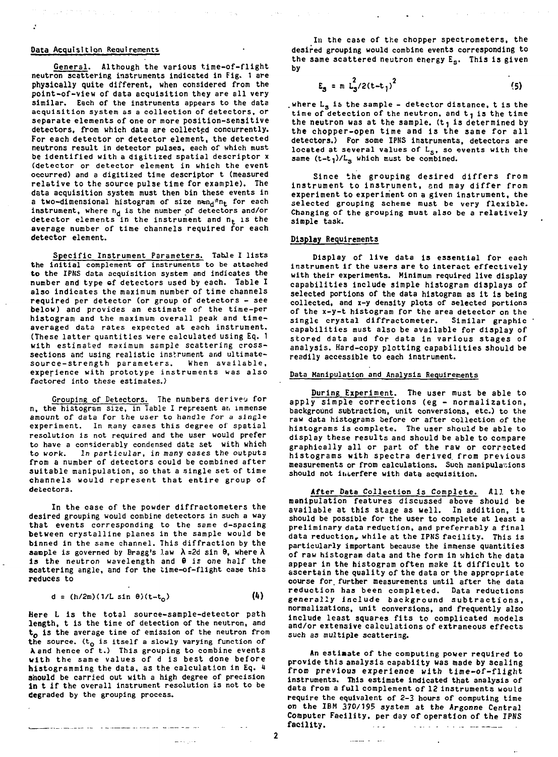## Data Acquisition Requirements

General. Although the various time-of-flight neutron scattering instruments indicated in Fig. 1 are physically quite different, when considered from the point-of-view of data acquisition they are all very similar. Each of the instruments appears to the data acquisition system as a collection of detectors, or separate elements of one or more position-sensitive detectors, from which data are collected concurrently. For each detector or detector element, the detected neutrons result in detector pulses, each of which must be identified with a digitized spatial descriptor x (detector or detector element in which the event occurred) and a digitized time descriptor t (measured relative to the source pulse time for example). The data acquisition system must then bin these events in a two-dimensional histogram of size $n \approx n_d * n_t$ for each instrument, where $n_d$ is the number of detectors and/or detector elements in the instrument and $n_t$ is the average number of time channels required for each detector element.

Specific Instrument Parameters. Table I lists the initial complement of instruments to be attached to the IPNS data acquisition system and indicates the number and type of detectors used by each. Table I also indicates the maximum number of time channels required per detector (or group of detectors - see below) and provides an estimate of the time-per histogram and the maximum overall peak and time-averaged data rates expected at each instrument. (These latter quantities were calculated using Eq. 1 with estimated maximum sample scattering cross-sections and using realistic instrument and ultimate-source-strength parameters. When available, experience with prototype instruments was also factored into these estimates.)

Grouping of Detectors. The numbers derived for n, the histogram size, in Table I represent an immense amount of data for the user to handle for a single experiment. In many cases this degree of spatial resolution is not required and the user would prefer to have a considerably condensed data set with which to work. In particular, in many cases the outputs from a number of detectors could be combined after suitable manipulation, so that a single set of time channels would represent that entire group of detectors.

In the case of the powder diffractometers the desired grouping would combine detectors in such a way that events corresponding to the same d-spacing between crystalline planes in the sample would be binned in the same channel. This diffraction by the sample is governed by Bragg's law $\lambda = 2d \sin \theta$, where $\lambda$ is the neutron wavelength and $\theta$ is one half the scattering angle, and for the time-of-flight case this reduces to

$$d = (h/2m)(1/L \sin \theta)(t-t_o) \tag{4}$$

Here L is the total source-sample-detector path length, t is the time of detection of the neutron, and $t_o$ is the average time of emission of the neutron from the source. ($t_o$ is itself a slowly varying function of $\lambda$ and hence of t.) This grouping to combine events with the same values of d is best done before histogramming the data, as the calculation in Eq. 4 should be carried out with a high degree of precision in t if the overall instrument resolution is not to be degraded by the grouping process.

In the case of the chopper spectrometers, the desired grouping would combine events corresponding to the same scattered neutron energy $E_s$. This is given by

$$E_s = m\, L_s^2/2(t-t_1)^2 \tag{5}$$

where $L_s$ is the sample - detector distance, t is the time of detection of the neutron, and $t_1$ is the time the neutron was at the sample. ($t_1$ is determined by the chopper-open time and is the same for all detectors.) For some IPNS instruments, detectors are located at several values of $L_s$, so events with the same $(t-t_1)/L_s$ which must be combined.

Since the grouping desired differs from instrument to instrument, and may differ from experiment to experiment on a given instrument, the selected grouping scheme must be very flexible. Changing of the grouping must also be a relatively simple task.

## Display Requirements

Display of live data is essential for each instrument if the users are to interact effectively with their experiments. Minimum required live display capabilities include simple histogram displays of selected portions of the data histogram as it is being collected, and x-y density plots of selected portions of the x-y-t histogram for the area detector on the single crystal diffractometer. Similar graphic capabilities must also be available for display of stored data and for data in various stages of analysis. Hard-copy plotting capabilities should be readily accessible to each instrument.

## Data Manipulation and Analysis Requirements

During Experiment. The user must be able to apply simple corrections (eg - normalization, background subtraction, unit conversions, etc.) to the raw data histograms before or after collection of the histograms is complete. The user should be able to display these results and should be able to compare graphically all or part of the raw or corrected histograms with spectra derived from previous measurements or from calculations. Such manipulations should not interfere with data acquisition.

After Data Collection is Complete. All the manipulation features discussed above should be available at this stage as well. In addition, it should be possible for the user to complete at least a preliminary data reduction, and preferrably a final data reduction, while at the IPNS facility. This is particularly important because the immense quantities of raw histogram data and the form in which the data appear in the histogram often make it difficult to ascertain the quality of the data or the appropriate course for further measurements until after the data reduction has been completed. Data reductions generally include background subtractions, normalizations, unit conversions, and frequently also include least squares fits to complicated models and/or extensive calculations of extraneous effects such as multiple scattering.

An estimate of the computing power required to provide this analysis capability was made by scaling from previous experience with time-of-flight instruments. This estimate indicated that analysis of data from a full complement of 12 instruments would require the equivalent of 2-3 hours of computing time on the IBM 370/195 system at the Argonne Central Computer Facility, per day of operation of the IPNS facility.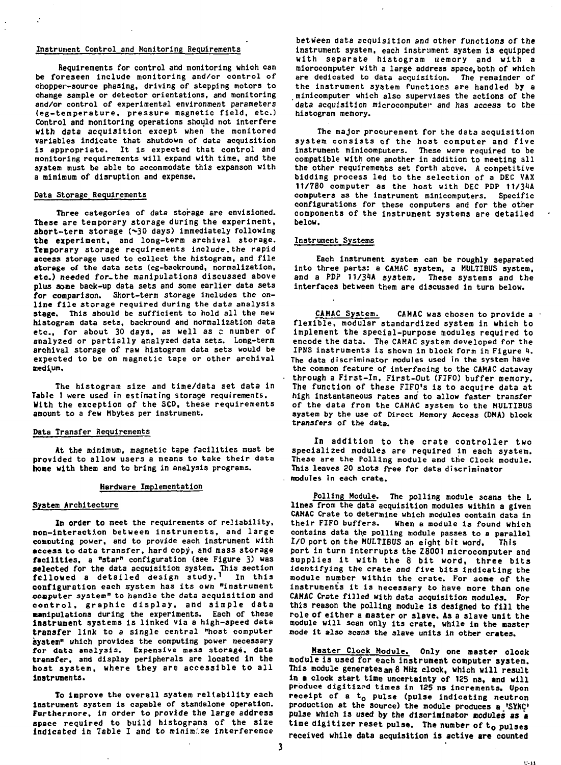### Instrument Control and Monitoring Requirements

Requirements for control and monitoring which can be foreseen include monitoring and/or control of chopper-source phasing, driving of stepping motors to change sample or detector orientations, and monitoring and/or control of experimental environment parameters (eg-temperature, pressure magnetic field, etc.) Control and monitoring operations should not interfere with data acquisition except when the monitored variables indicate that shutdown of data acquisition is appropriate. It is expected that control and monitoring requirements will expand with time, and the system must be able to accommodate this expanson with a minimum of disruption and expense.

### Data Storage Requirements

Three categories of data storage are envisioned. These are temporary storage during the experiment, short-term storage (~30 days) immediately following the experiment, and long-term archival storage. Temporary storage requirements include the rapid access storage used to collect the histogram, and file storage of the data sets (eg-backround, normalization, etc.) needed for the manipulations discussed above plus some back-up data sets and some earlier data sets for comparison. Short-term storage includes the on-line file storage required during the data analysis stage. This should be sufficient to hold all the new histogram data sets, backround and normalization data etc., for about 30 days, as well as a number of analyzed or partially analyzed data sets. Long-term archival storage of raw histogram data sets would be expected to be on magnetic tape or other archival medium.

The histogram size and time/data set data in Table I were used in estimating storage requirements. With the exception of the SCD, these requirements amount to a few Mbytes per instrument.

### Data Transfer Requirements

At the minimum, magnetic tape facilities must be provided to allow users a means to take their data home with them and to bring in analysis programs.

## Hardware Implementation

### System Architecture

In order to meet the requirements of reliability, non-interaction between instruments, and large computing power, and to provide each instrument with access to data transfer, hard copy, and mass storage facilities, a "star" configuration (see Figure 3) was selected for the data acquisition system. This section followed a detailed design study.[1] In this configuration each system has its own "instrument computer system" to handle the data acquisition and control, graphic display, and simple data manipulations during the experiments. Each of these instrument systems is linked via a high-speed data transfer link to a single central "host computer system" which provides the computing power necessary for data analysis. Expensive mass storage, data transfer, and display peripherals are located in the host system, where they are accessible to all instruments.

To improve the overall system reliability each instrument system is capable of standalone operation. Furthermore, in order to provide the large address space required to build histograms of the size indicated in Table I and to minimize interference between data acquisition and other functions of the instrument system, each instrument system is equipped with separate histogram memory and with a microcomputer with a large address space, both of which are dedicated to data acquisition. The remainder of the instrument system functions are handled by a minicomputer which also supervises the actions of the data acquisition microcomputer and has access to the histogram memory.

The major procurement for the data acquisition system consists of the host computer and five instrument minicomputers. These were required to be compatible with one another in addition to meeting all the other requirements set forth above. A competitive bidding process led to the selection of a DEC VAX 11/780 computer as the host with DEC PDP 11/34A computers as the instrument minicomputers. Specific configurations for these computers and for the other components of the instrument systems are detailed below.

### Instrument Systems

Each instrument system can be roughly separated into three parts: a CAMAC system, a MULTIBUS system, and a PDP 11/34A system. These systems and the interfaces between them are discussed in turn below.

CAMAC System. CAMAC was chosen to provide a flexible, modular standardized system in which to implement the special-purpose modules required to encode the data. The CAMAC system developed for the IPNS instruments is shown in block form in Figure 4. The data discriminator modules used in the system have the common feature of interfacing to the CAMAC dataway through a First-In, First-Out (FIFO) buffer memory. The function of these FIFO's is to acquire data at high instantaneous rates and to allow faster transfer of the data from the CAMAC system to the MULTIBUS system by the use of Direct Memory Access (DMA) block transfers of the data.

In addition to the crate controller two specialized modules are required in each system. These are the Polling module and the Clock module. This leaves 20 slots free for data discriminator modules in each crate.

Polling Module. The polling module scans the L lines from the data acquisition modules within a given CAMAC Crate to determine which modules contain data in their FIFO buffers. When a module is found which contains data the polling module passes to a parallel I/O port on the MULTIBUS an eight bit word. This port in turn interrupts the Z8001 microcomputer and supplies it with the 8 bit word, three bits identifying the crate and five bits indicating the module number within the crate. For some of the instruments it is necessary to have more than one CAMAC Crate filled with data acquisition modules. For this reason the polling module is designed to fill the role of either a master or slave. As a slave unit the module will scan only its crate, while in the master mode it also scans the slave units in other crates.

Master Clock Module. Only one master clock module is used for each instrument computer system. This module generates an 8 MHz clock, which will result in a clock start time uncertainty of 125 ns, and will produce digitized times in 125 ns increments. Upon receipt of a $t_0$ pulse (pulse indicating neutron production at the source) the module produces a 'SYNC' pulse which is used by the discriminator modules as a time digitizer reset pulse. The number of $t_0$ pulses received while data acquisition is active are counted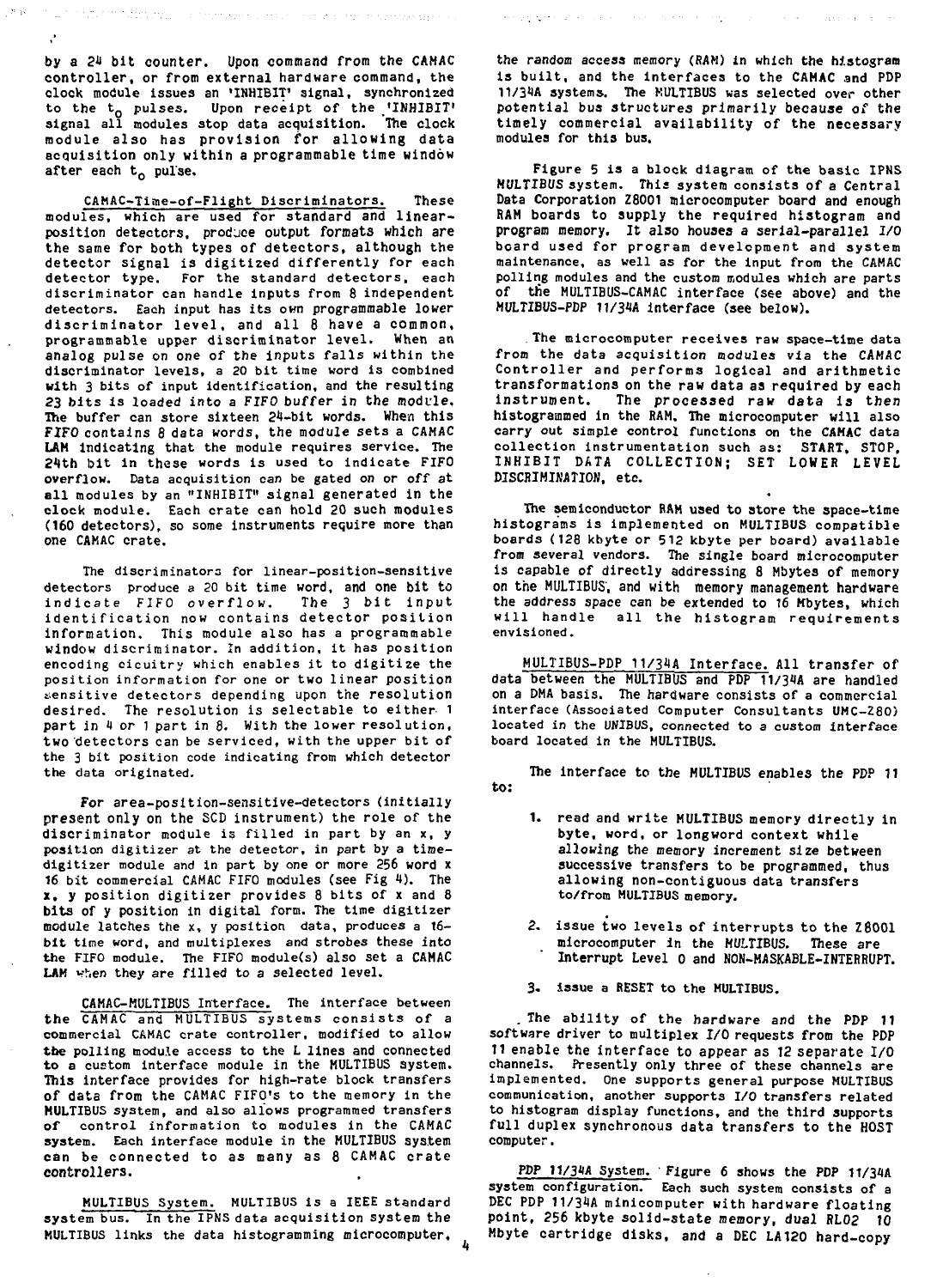by a 24 bit counter. Upon command from the CAMAC controller, or from external hardware command, the clock module issues an 'INHIBIT' signal, synchronized to the $t_0$ pulses. Upon receipt of the 'INHIBIT' signal all modules stop data acquisition. The clock module also has provision for allowing data acquisition only within a programmable time window after each $t_0$ pulse.

CAMAC-Time-of-Flight Discriminators. These modules, which are used for standard and linear-position detectors, produce output formats which are the same for both types of detectors, although the detector signal is digitized differently for each detector type. For the standard detectors, each discriminator can handle inputs from 8 independent detectors. Each input has its own programmable lower discriminator level, and all 8 have a common, programmable upper discriminator level. When an analog pulse on one of the inputs falls within the discriminator levels, a 20 bit time word is combined with 3 bits of input identification, and the resulting 23 bits is loaded into a FIFO buffer in the module. The buffer can store sixteen 24-bit words. When this FIFO contains 8 data words, the module sets a CAMAC LAM indicating that the module requires service. The 24th bit in these words is used to indicate FIFO overflow. Data acquisition can be gated on or off at all modules by an "INHIBIT" signal generated in the clock module. Each crate can hold 20 such modules (160 detectors), so some instruments require more than one CAMAC crate.

The discriminators for linear-position-sensitive detectors produce a 20 bit time word, and one bit to indicate FIFO overflow. The 3 bit input identification now contains detector position information. This module also has a programmable window discriminator. In addition, it has position encoding cicuitry which enables it to digitize the position information for one or two linear position sensitive detectors depending upon the resolution desired. The resolution is selectable to either 1 part in 4 or 1 part in 8. With the lower resolution, two detectors can be serviced, with the upper bit of the 3 bit position code indicating from which detector the data originated.

For area-position-sensitive-detectors (initially present only on the SCD instrument) the role of the discriminator module is filled in part by an x, y position digitizer at the detector, in part by a time-digitizer module and in part by one or more 256 word x 16 bit commercial CAMAC FIFO modules (see Fig 4). The x, y position digitizer provides 8 bits of x and 8 bits of y position in digital form. The time digitizer module latches the x, y position data, produces a 16-bit time word, and multiplexes and strobes these into the FIFO module. The FIFO module(s) also set a CAMAC LAM when they are filled to a selected level.

CAMAC-MULTIBUS Interface. The interface between the CAMAC and MULTIBUS systems consists of a commercial CAMAC crate controller, modified to allow the polling module access to the L lines and connected to a custom interface module in the MULTIBUS system. This interface provides for high-rate block transfers of data from the CAMAC FIFO's to the memory in the MULTIBUS system, and also allows programmed transfers of control information to modules in the CAMAC system. Each interface module in the MULTIBUS system can be connected to as many as 8 CAMAC crate controllers.

MULTIBUS System. MULTIBUS is a IEEE standard system bus. In the IPNS data acquisition system the MULTIBUS links the data histogramming microcomputer, the random access memory (RAM) in which the histogram is built, and the interfaces to the CAMAC and PDP 11/34A systems. The MULTIBUS was selected over other potential bus structures primarily because of the timely commercial availability of the necessary modules for this bus.

Figure 5 is a block diagram of the basic IPNS MULTIBUS system. This system consists of a Central Data Corporation Z8001 microcomputer board and enough RAM boards to supply the required histogram and program memory. It also houses a serial-parallel I/O board used for program development and system maintenance, as well as for the input from the CAMAC polling modules and the custom modules which are parts of the MULTIBUS-CAMAC interface (see above) and the MULTIBUS-PDP 11/34A interface (see below).

The microcomputer receives raw space-time data from the data acquisition modules via the CAMAC Controller and performs logical and arithmetic transformations on the raw data as required by each instrument. The processed raw data is then histogrammed in the RAM. The microcomputer will also carry out simple control functions on the CAMAC data collection instrumentation such as: START, STOP, INHIBIT DATA COLLECTION; SET LOWER LEVEL DISCRIMINATION, etc.

The semiconductor RAM used to store the space-time histograms is implemented on MULTIBUS compatible boards (128 kbyte or 512 kbyte per board) available from several vendors. The single board microcomputer is capable of directly addressing 8 Mbytes of memory on the MULTIBUS, and with memory management hardware the address space can be extended to 16 Mbytes, which will handle all the histogram requirements envisioned.

MULTIBUS-PDP 11/34A Interface. All transfer of data between the MULTIBUS and PDP 11/34A are handled on a DMA basis. The hardware consists of a commercial interface (Associated Computer Consultants UMC-Z80) located in the UNIBUS, connected to a custom interface board located in the MULTIBUS.

The interface to the MULTIBUS enables the PDP 11 to:

1. read and write MULTIBUS memory directly in byte, word, or longword context while allowing the memory increment size between successive transfers to be programmed, thus allowing non-contiguous data transfers to/from MULTIBUS memory.
2. issue two levels of interrupts to the Z8001 microcomputer in the MULTIBUS. These are Interrupt Level 0 and NON-MASKABLE-INTERRUPT.
3. issue a RESET to the MULTIBUS.

The ability of the hardware and the PDP 11 software driver to multiplex I/O requests from the PDP 11 enable the interface to appear as 12 separate I/O channels. Presently only three of these channels are implemented. One supports general purpose MULTIBUS communication, another supports I/O transfers related to histogram display functions, and the third supports full duplex synchronous data transfers to the HOST computer.

PDP 11/34A System. Figure 6 shows the PDP 11/34A system configuration. Each such system consists of a DEC PDP 11/34A minicomputer with hardware floating point, 256 kbyte solid-state memory, dual RL02 10 Mbyte cartridge disks, and a DEC LA120 hard-copy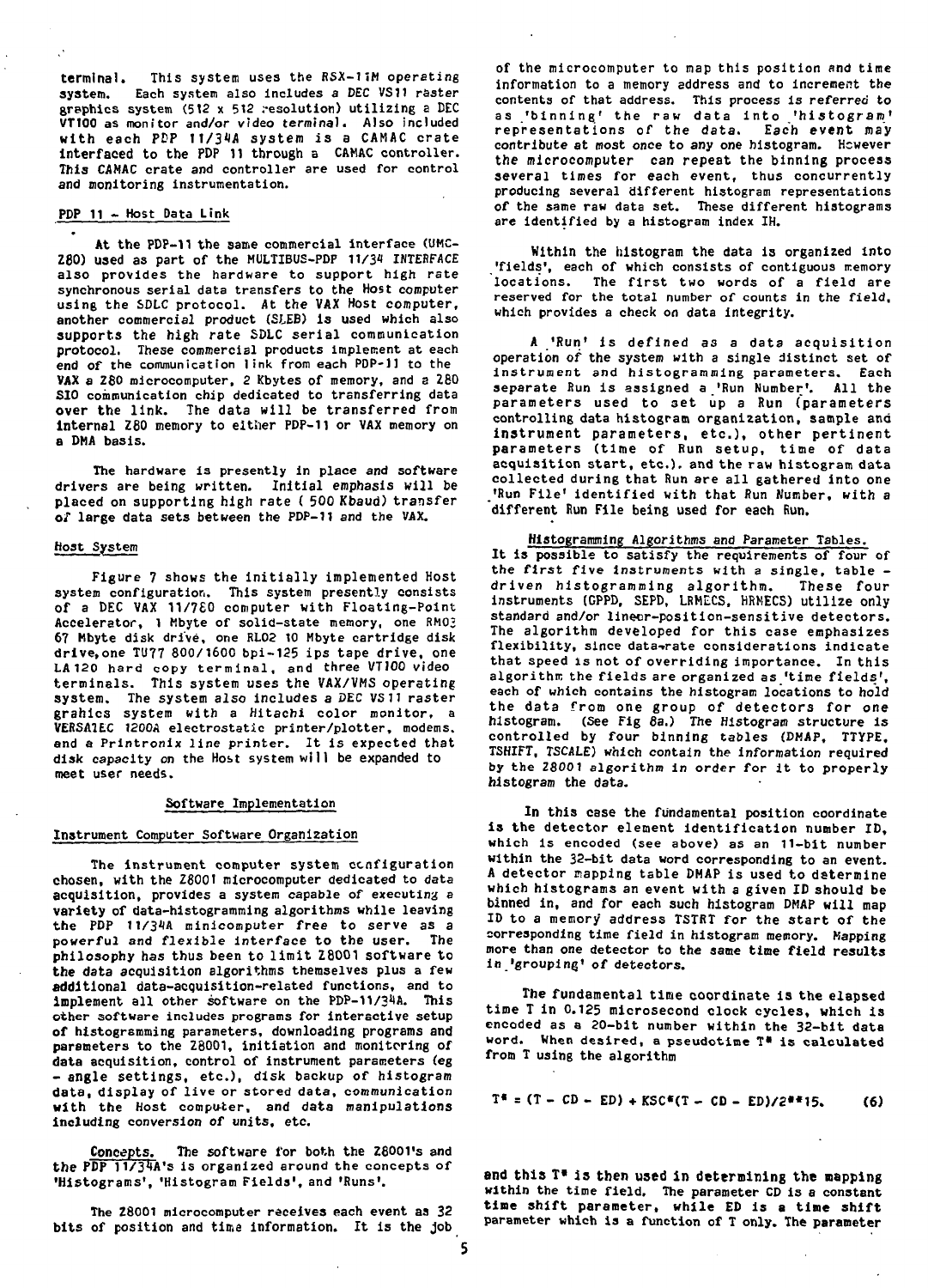terminal. This system uses the RSX-11M operating system. Each system also includes a DEC VS11 raster graphics system (512 x 512 resolution) utilizing a DEC VT100 as monitor and/or video terminal. Also included with each PDP 11/34A system is a CAMAC crate interfaced to the PDP 11 through a CAMAC controller. This CAMAC crate and controller are used for control and monitoring instrumentation.

### PDP 11 - Host Data Link

At the PDP-11 the same commercial interface (UMC-Z80) used as part of the MULTIBUS-PDP 11/34 INTERFACE also provides the hardware to support high rate synchronous serial data transfers to the Host computer using the SDLC protocol. At the VAX Host computer, another commercial product (SLEB) is used which also supports the high rate SDLC serial communication protocol. These commercial products implement at each end of the communication link from each PDP-11 to the VAX a Z80 microcomputer, 2 Kbytes of memory, and a Z80 SIO communication chip dedicated to transferring data over the link. The data will be transferred from internal Z80 memory to either PDP-11 or VAX memory on a DMA basis.

The hardware is presently in place and software drivers are being written. Initial emphasis will be placed on supporting high rate ( 500 Kbaud) transfer of large data sets between the PDP-11 and the VAX.

### Host System

Figure 7 shows the initially implemented Host system configuration. This system presently consists of a DEC VAX 11/780 computer with Floating-Point Accelerator, 1 Mbyte of solid-state memory, one RM03 67 Mbyte disk drive, one RL02 10 Mbyte cartridge disk drive, one TU77 800/1600 bpi-125 ips tape drive, one LA120 hard copy terminal, and three VT100 video terminals. This system uses the VAX/VMS operating system. The system also includes a DEC VS11 raster grahics system with a Hitachi color monitor, a VERSATEC 1200A electrostatic printer/plotter, modems, and a Printronix line printer. It is expected that disk capacity on the Host system will be expanded to meet user needs.

## Software Implementation

### Instrument Computer Software Organization

The instrument computer system configuration chosen, with the Z8001 microcomputer dedicated to data acquisition, provides a system capable of executing a variety of data-histogramming algorithms while leaving the PDP 11/34A minicomputer free to serve as a powerful and flexible interface to the user. The philosophy has thus been to limit Z8001 software to the data acquisition algorithms themselves plus a few additional data-acquisition-related functions, and to implement all other software on the PDP-11/34A. This other software includes programs for interactive setup of histogramming parameters, downloading programs and parameters to the Z8001, initiation and monitoring of data acquisition, control of instrument parameters (eg - angle settings, etc.), disk backup of histogram data, display of live or stored data, communication with the Host computer, and data manipulations including conversion of units, etc.

Concepts. The software for both the Z8001's and the PDP 11/34A's is organized around the concepts of 'Histograms', 'Histogram Fields', and 'Runs'.

The Z8001 microcomputer receives each event as 32 bits of position and time information. It is the job of the microcomputer to map this position and time information to a memory address and to increment the contents of that address. This process is referred to as 'binning' the raw data into 'histogram' representations of the data. Each event may contribute at most once to any one histogram. However the microcomputer can repeat the binning process several times for each event, thus concurrently producing several different histogram representations of the same raw data set. These different histograms are identified by a histogram index IH.

Within the histogram the data is organized into 'fields', each of which consists of contiguous memory locations. The first two words of a field are reserved for the total number of counts in the field, which provides a check on data integrity.

A 'Run' is defined as a data acquisition operation of the system with a single distinct set of instrument and histogramming parameters. Each separate Run is assigned a 'Run Number'. All the parameters used to set up a Run (parameters controlling data histogram organization, sample and instrument parameters, etc.), other pertinent parameters (time of Run setup, time of data acquisition start, etc.), and the raw histogram data collected during that Run are all gathered into one 'Run File' identified with that Run Number, with a different Run File being used for each Run.

Histogramming Algorithms and Parameter Tables. It is possible to satisfy the requirements of four of the first five instruments with a single, table-driven histogramming algorithm. These four instruments (GPPD, SEPD, LRMECS, HRMECS) utilize only standard and/or linear-position-sensitive detectors. The algorithm developed for this case emphasizes flexibility, since data-rate considerations indicate that speed is not of overriding importance. In this algorithm the fields are organized as 'time fields', each of which contains the histogram locations to hold the data from one group of detectors for one histogram. (See Fig 8a.) The Histogram structure is controlled by four binning tables (DMAP, TTYPE, TSHIFT, TSCALE) which contain the information required by the Z8001 algorithm in order for it to properly histogram the data.

In this case the fundamental position coordinate is the detector element identification number ID, which is encoded (see above) as an 11-bit number within the 32-bit data word corresponding to an event. A detector mapping table DMAP is used to determine which histograms an event with a given ID should be binned in, and for each such histogram DMAP will map ID to a memory address TSTRT for the start of the corresponding time field in histogram memory. Mapping more than one detector to the same time field results in 'grouping' of detectors.

The fundamental time coordinate is the elapsed time T in 0.125 microsecond clock cycles, which is encoded as a 20-bit number within the 32-bit data word. When desired, a pseudotime T* is calculated from T using the algorithm

$$T^* = (T - CD - ED) + KSC*(T - CD - ED)/2**15. \quad (6)$$

and this T* is then used in determining the mapping within the time field. The parameter CD is a constant time shift parameter, while ED is a time shift parameter which is a function of T only. The parameter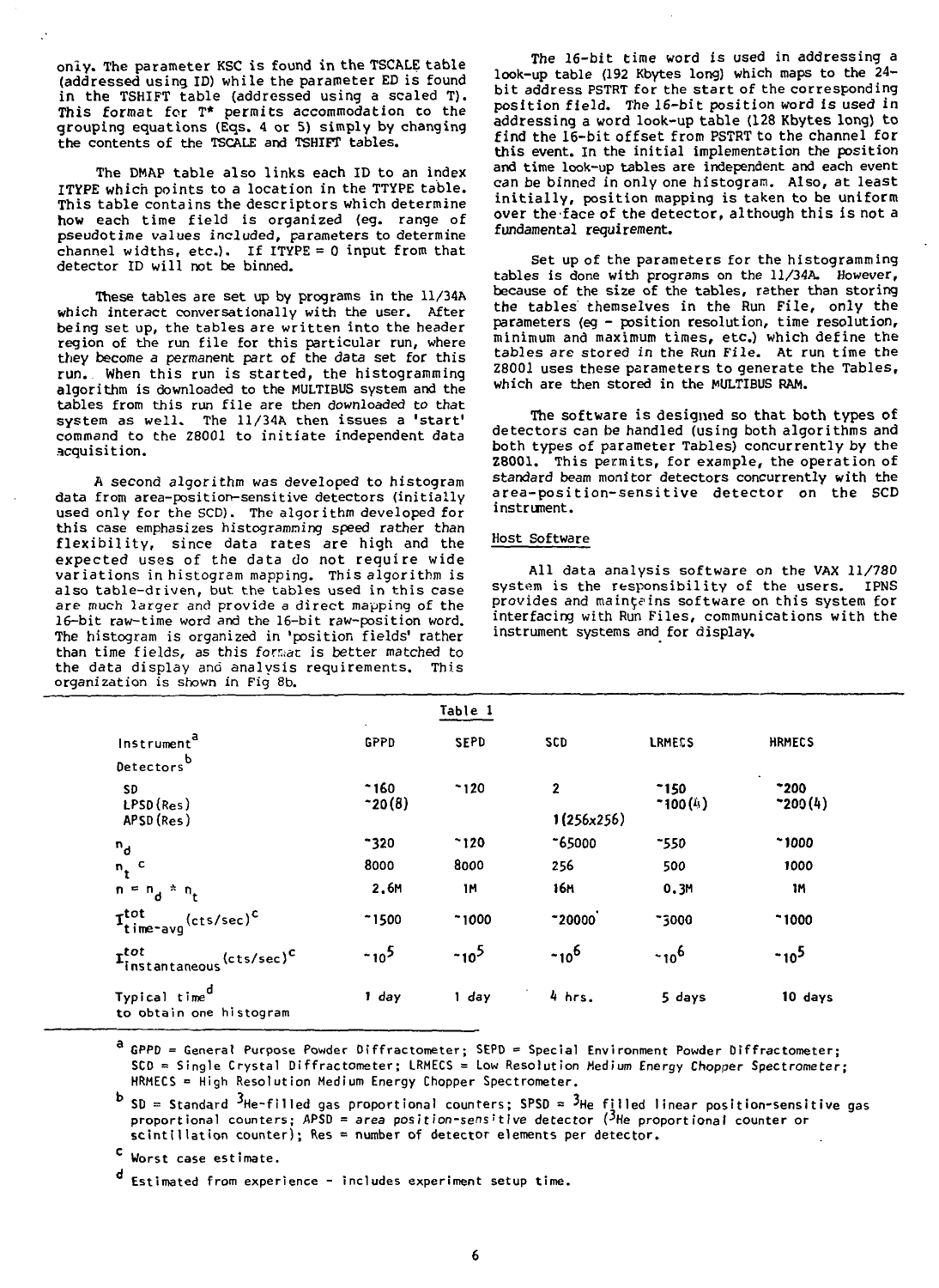only. The parameter KSC is found in the TSCALE table (addressed using ID) while the parameter ED is found in the TSHIFT table (addressed using a scaled T). This format for T* permits accommodation to the grouping equations (Eqs. 4 or 5) simply by changing the contents of the TSCALE and TSHIFT tables.

The DMAP table also links each ID to an index ITYPE which points to a location in the TTYPE table. This table contains the descriptors which determine how each time field is organized (eg. range of pseudotime values included, parameters to determine channel widths, etc.). If ITYPE = 0 input from that detector ID will not be binned.

These tables are set up by programs in the 11/34A which interact conversationally with the user. After being set up, the tables are written into the header region of the run file for this particular run, where they become a permanent part of the data set for this run. When this run is started, the histogramming algorithm is downloaded to the MULTIBUS system and the tables from this run file are then downloaded to that system as well. The 11/34A then issues a 'start' command to the Z8001 to initiate independent data acquisition.

A second algorithm was developed to histogram data from area-position-sensitive detectors (initially used only for the SCD). The algorithm developed for this case emphasizes histogramming speed rather than flexibility, since data rates are high and the expected uses of the data do not require wide variations in histogram mapping. This algorithm is also table-driven, but the tables used in this case are much larger and provide a direct mapping of the 16-bit raw-time word and the 16-bit raw-position word. The histogram is organized in 'position fields' rather than time fields, as this format is better matched to the data display and analysis requirements. This organization is shown in Fig 8b.

The 16-bit time word is used in addressing a look-up table (192 Kbytes long) which maps to the 24-bit address PSTRT for the start of the corresponding position field. The 16-bit position word is used in addressing a word look-up table (128 Kbytes long) to find the 16-bit offset from PSTRT to the channel for this event. In the initial implementation the position and time look-up tables are independent and each event can be binned in only one histogram. Also, at least initially, position mapping is taken to be uniform over the face of the detector, although this is not a fundamental requirement.

Set up of the parameters for the histogramming tables is done with programs on the 11/34A. However, because of the size of the tables, rather than storing the tables themselves in the Run File, only the parameters (eg - position resolution, time resolution, minimum and maximum times, etc.) which define the tables are stored in the Run File. At run time the Z8001 uses these parameters to generate the Tables, which are then stored in the MULTIBUS RAM.

The software is designed so that both types of detectors can be handled (using both algorithms and both types of parameter Tables) concurrently by the Z8001. This permits, for example, the operation of standard beam monitor detectors concurrently with the area-position-sensitive detector on the SCD instrument.

Host Software

All data analysis software on the VAX 11/780 system is the responsibility of the users. IPNS provides and maintains software on this system for interfacing with Run Files, communications with the instrument systems and for display.

Table 1

| Instrument[a] | GPPD | SEPD | SCD | LRMECS | HRMECS |
|---|---|---|---|---|---|
| Detectors[b] | | | | | |
| SD | ~160 | ~120 | 2 | ~150 | ~200 |
| LPSD(Res) | ~20(8) | | | ~100(4) | ~200(4) |
| APSD(Res) | | | 1(256x256) | | |
| $n_d$ | ~320 | ~120 | ~65000 | ~550 | ~1000 |
| $n_t$ [c] | 8000 | 8000 | 256 | 500 | 1000 |
| $n = n_d * n_t$ | 2.6M | 1M | 16M | 0.3M | 1M |
| $I^{tot}_{time-avg}$(cts/sec)[c] | ~1500 | ~1000 | ~20000 | ~3000 | ~1000 |
| $I^{tot}_{instantaneous}$(cts/sec)[c] | ~$10^5$ | ~$10^5$ | ~$10^6$ | ~$10^6$ | ~$10^5$ |
| Typical time[d] to obtain one histogram | 1 day | 1 day | 4 hrs. | 5 days | 10 days |

[a] GPPD = General Purpose Powder Diffractometer; SEPD = Special Environment Powder Diffractometer; SCD = Single Crystal Diffractometer; LRMECS = Low Resolution Medium Energy Chopper Spectrometer; HRMECS = High Resolution Medium Energy Chopper Spectrometer.

[b] SD = Standard $^3$He-filled gas proportional counters; SPSD = $^3$He filled linear position-sensitive gas proportional counters; APSD = area position-sensitive detector ($^3$He proportional counter or scintillation counter); Res = number of detector elements per detector.

[c] Worst case estimate.

[d] Estimated from experience - includes experiment setup time.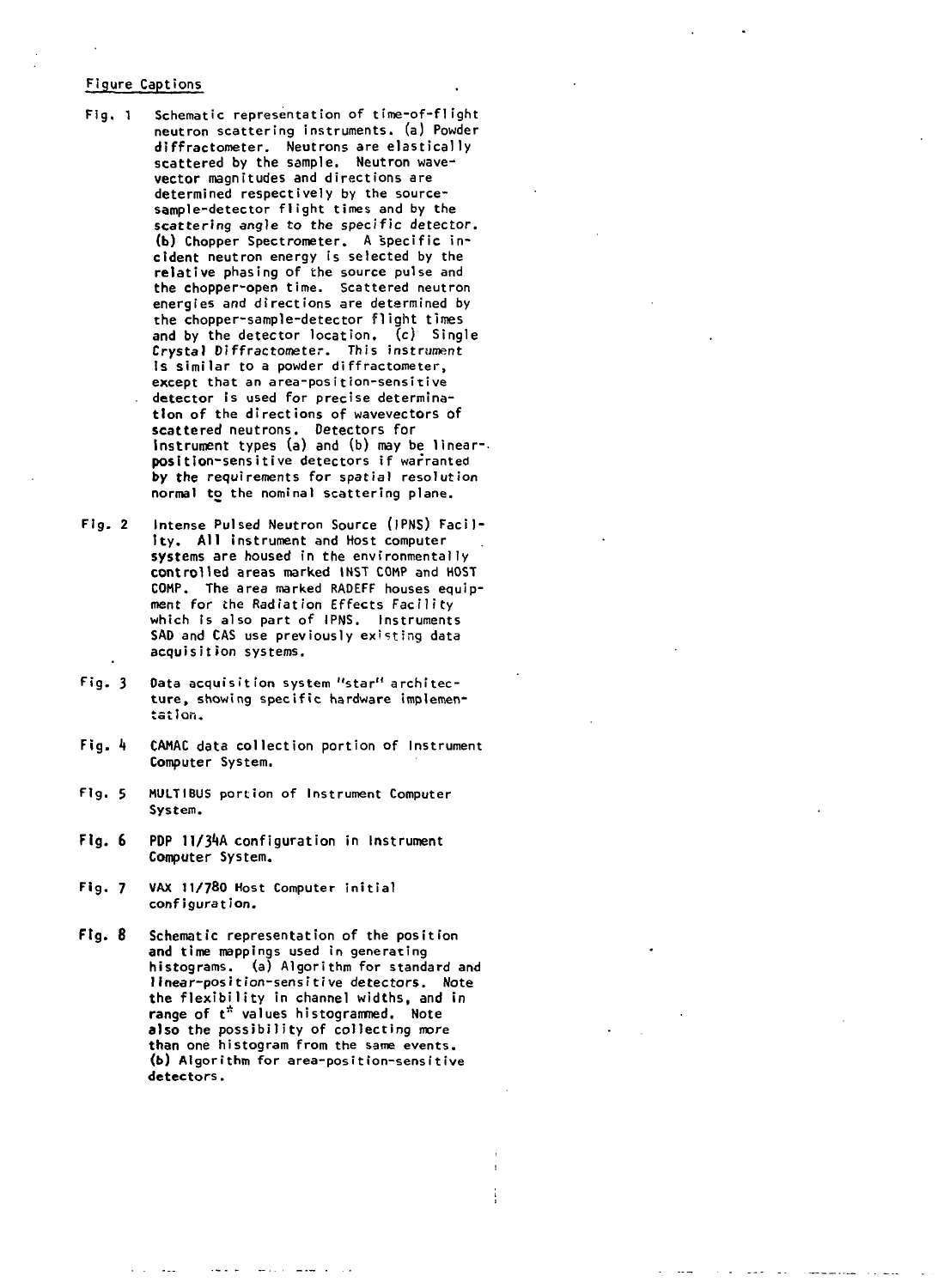## Figure Captions

Fig. 1 Schematic representation of time-of-flight neutron scattering instruments. (a) Powder diffractometer. Neutrons are elastically scattered by the sample. Neutron wavevector magnitudes and directions are determined respectively by the source-sample-detector flight times and by the scattering angle to the specific detector. (b) Chopper Spectrometer. A specific incident neutron energy is selected by the relative phasing of the source pulse and the chopper-open time. Scattered neutron energies and directions are determined by the chopper-sample-detector flight times and by the detector location. (c) Single Crystal Diffractometer. This instrument is similar to a powder diffractometer, except that an area-position-sensitive detector is used for precise determination of the directions of wavevectors of scattered neutrons. Detectors for instrument types (a) and (b) may be linear-position-sensitive detectors if warranted by the requirements for spatial resolution normal to the nominal scattering plane.

Fig. 2 Intense Pulsed Neutron Source (IPNS) Facility. All instrument and Host computer systems are housed in the environmentally controlled areas marked INST COMP and HOST COMP. The area marked RADEFF houses equipment for the Radiation Effects Facility which is also part of IPNS. Instruments SAD and CAS use previously existing data acquisition systems.

Fig. 3 Data acquisition system "star" architecture, showing specific hardware implementation.

Fig. 4 CAMAC data collection portion of Instrument Computer System.

Fig. 5 MULTIBUS portion of Instrument Computer System.

Fig. 6 PDP 11/34A configuration in Instrument Computer System.

Fig. 7 VAX 11/780 Host Computer initial configuration.

Fig. 8 Schematic representation of the position and time mappings used in generating histograms. (a) Algorithm for standard and linear-position-sensitive detectors. Note the flexibility in channel widths, and in range of $t^*$ values histogrammed. Note also the possibility of collecting more than one histogram from the same events. (b) Algorithm for area-position-sensitive detectors.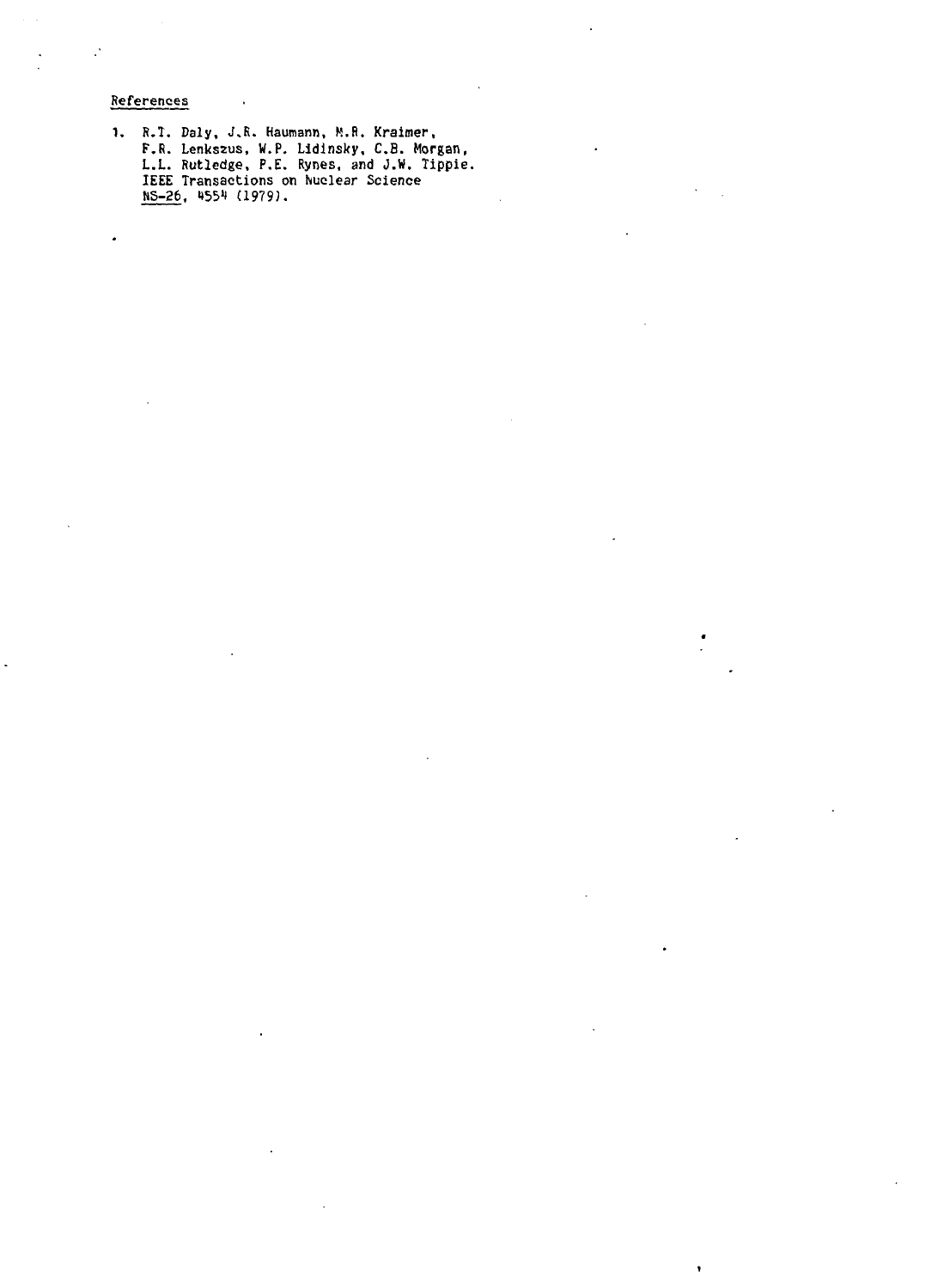## References

1. R.T. Daly, J.R. Haumann, M.R. Kraimer, F.R. Lenkszus, W.P. Lidinsky, C.B. Morgan, L.L. Rutledge, P.E. Rynes, and J.W. Tippie. IEEE Transactions on Nuclear Science NS-26, 4554 (1979).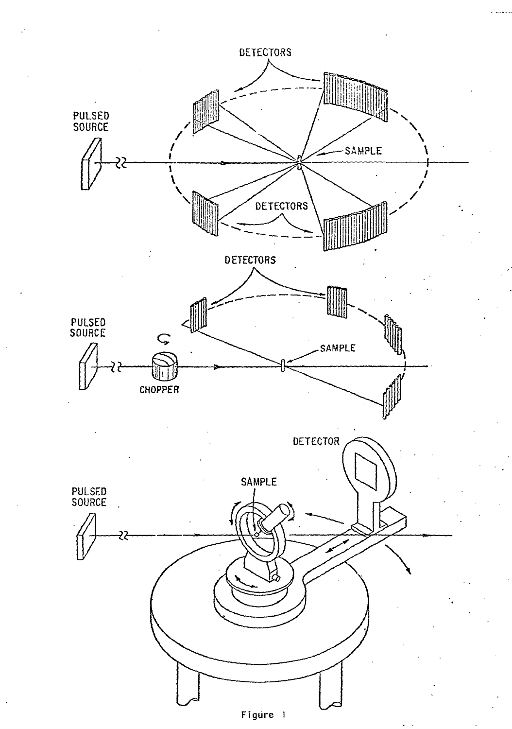Figure 1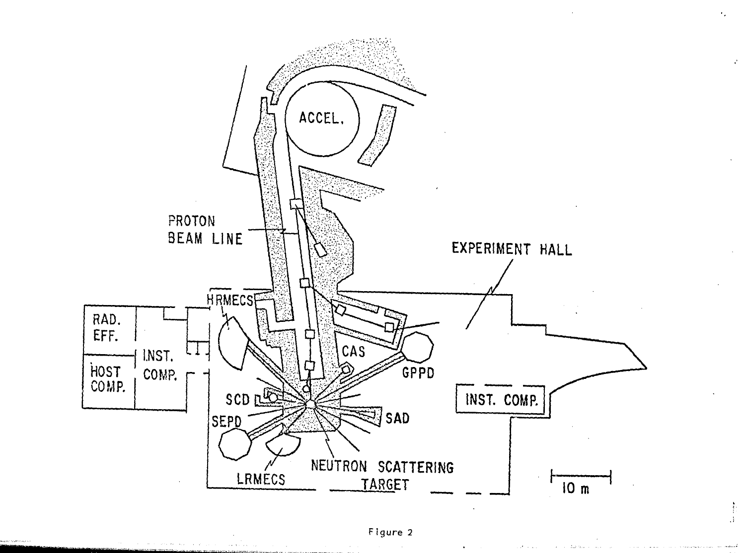Figure 2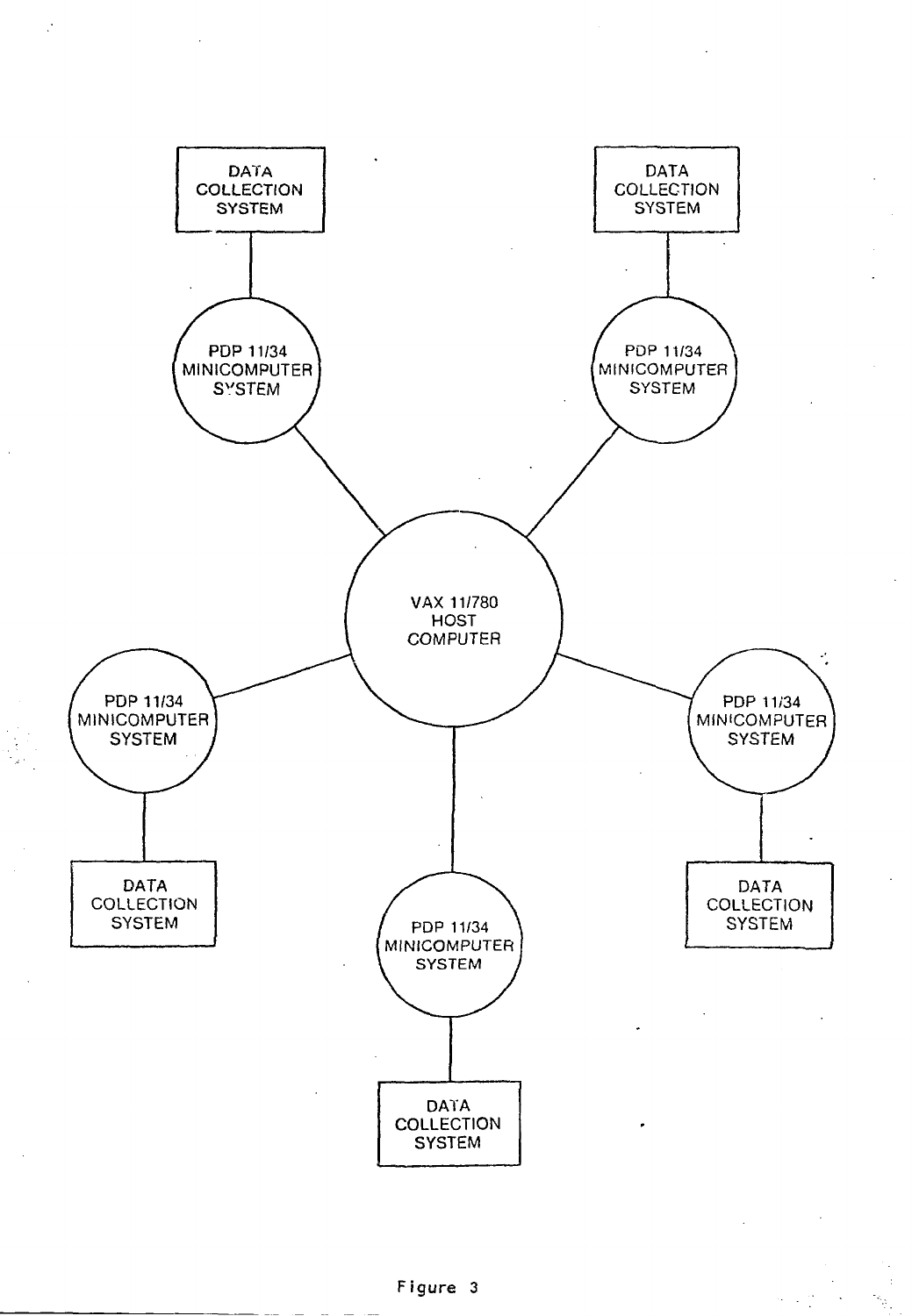DATA COLLECTION SYSTEM

PDP 11/34 MINICOMPUTER SYSTEM

DATA COLLECTION SYSTEM

PDP 11/34 MINICOMPUTER SYSTEM

VAX 11/780 HOST COMPUTER

PDP 11/34 MINICOMPUTER SYSTEM

PDP 11/34 MINICOMPUTER SYSTEM

DATA COLLECTION SYSTEM

PDP 11/34 MINICOMPUTER SYSTEM

DATA COLLECTION SYSTEM

DATA COLLECTION SYSTEM

Figure 3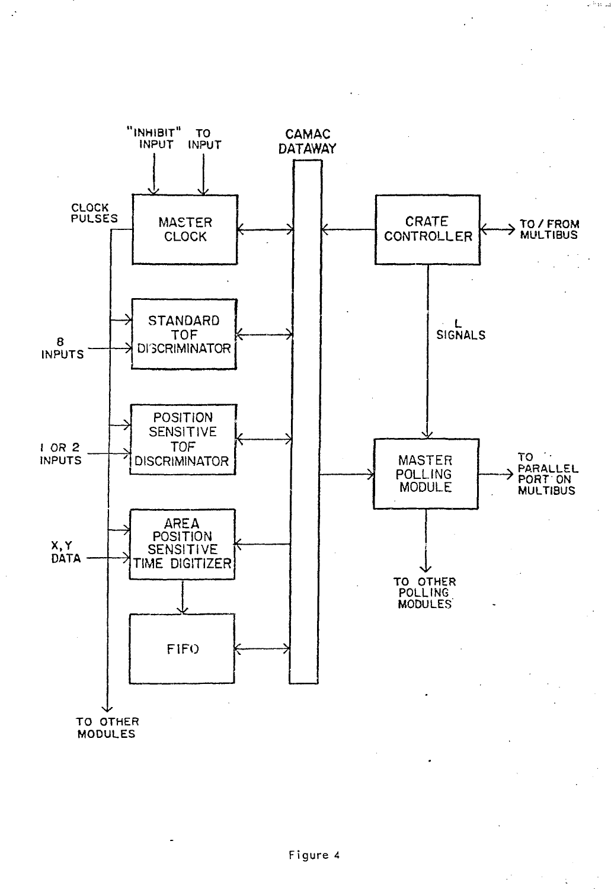"INHIBIT" INPUT

TO INPUT

CAMAC DATAWAY

CLOCK PULSES

MASTER CLOCK

CRATE CONTROLLER

TO / FROM MULTIBUS

STANDARD TOF DISCRIMINATOR

8 INPUTS

L SIGNALS

POSITION SENSITIVE TOF DISCRIMINATOR

1 OR 2 INPUTS

MASTER POLLING MODULE

TO PARALLEL PORT ON MULTIBUS

AREA POSITION SENSITIVE TIME DIGITIZER

X, Y DATA

TO OTHER POLLING MODULES

FIFO

TO OTHER MODULES

Figure 4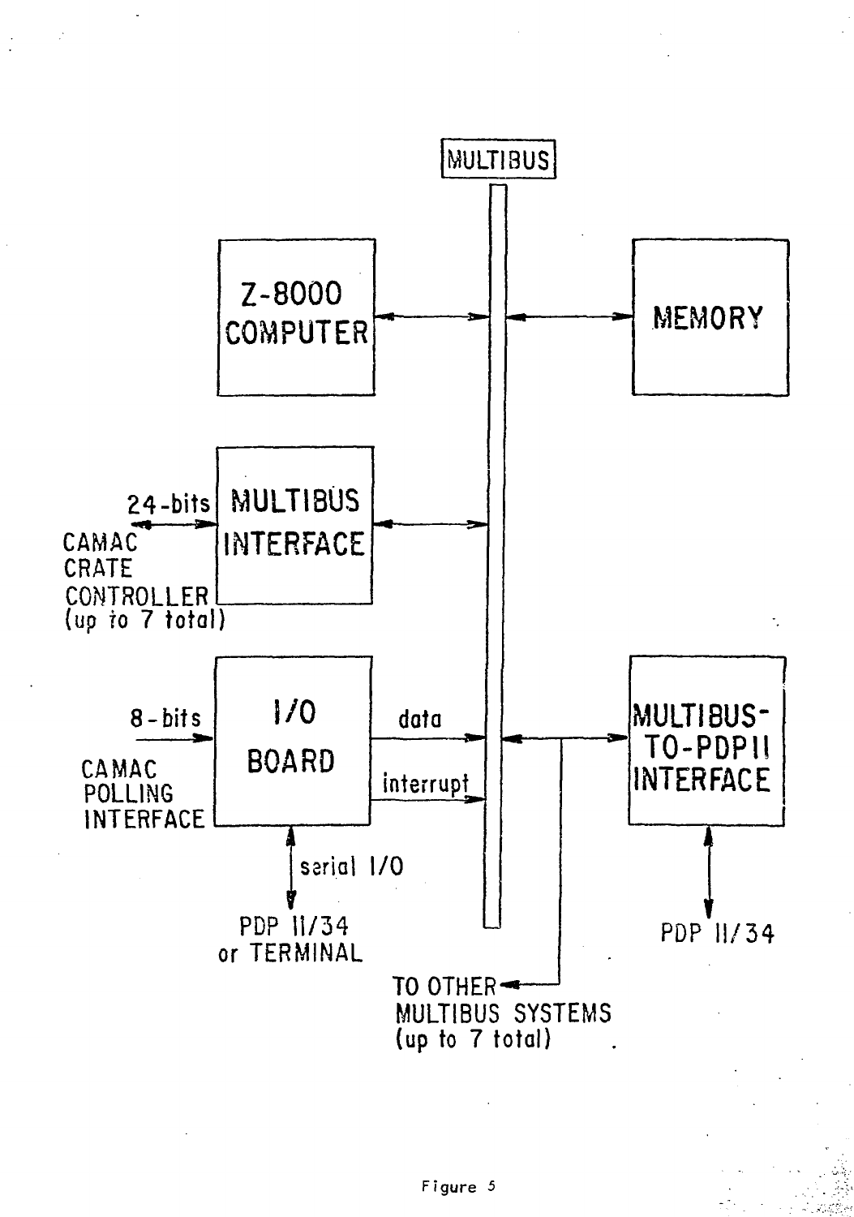MULTIBUS

Z-8000 COMPUTER

MEMORY

24-bits

CAMAC CRATE CONTROLLER (up to 7 total)

MULTIBUS INTERFACE

8-bits

CAMAC POLLING INTERFACE

I/O BOARD

data

interrupt

serial I/O

PDP 11/34 or TERMINAL

MULTIBUS-TO-PDP11 INTERFACE

PDP 11/34

TO OTHER MULTIBUS SYSTEMS (up to 7 total)

Figure 5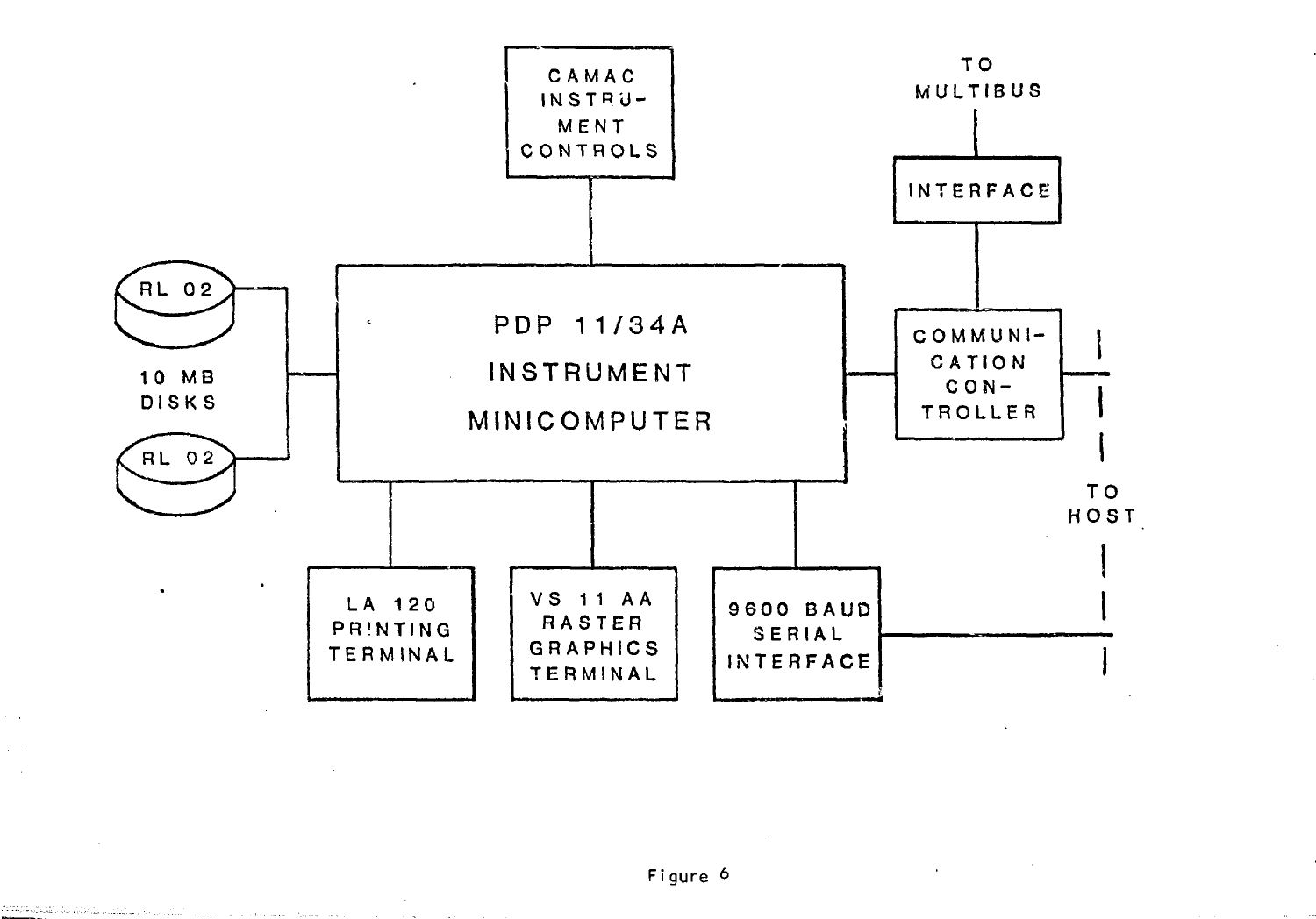CAMAC INSTRU-MENT CONTROLS

TO MULTIBUS

INTERFACE

RL 02

10 MB DISKS

RL 02

PDP 11/34A INSTRUMENT MINICOMPUTER

COMMUNI-CATION CON-TROLLER

TO HOST

LA 120 PRINTING TERMINAL

VS 11 AA RASTER GRAPHICS TERMINAL

9600 BAUD SERIAL INTERFACE

Figure 6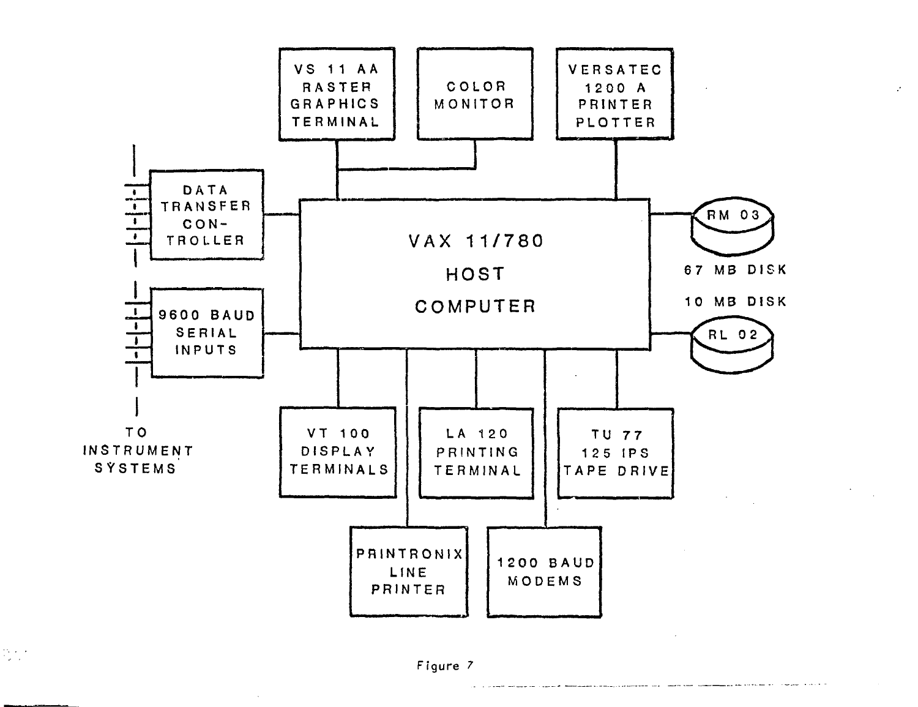VS 11 AA RASTER GRAPHICS TERMINAL

COLOR MONITOR

VERSATEC 1200 A PRINTER PLOTTER

DATA TRANSFER CON-TROLLER

9600 BAUD SERIAL INPUTS

TO INSTRUMENT SYSTEMS

VAX 11/780 HOST COMPUTER

RM 03

67 MB DISK

10 MB DISK

RL 02

VT 100 DISPLAY TERMINALS

LA 120 PRINTING TERMINAL

TU 77 125 IPS TAPE DRIVE

PRINTRONIX LINE PRINTER

1200 BAUD MODEMS

Figure 7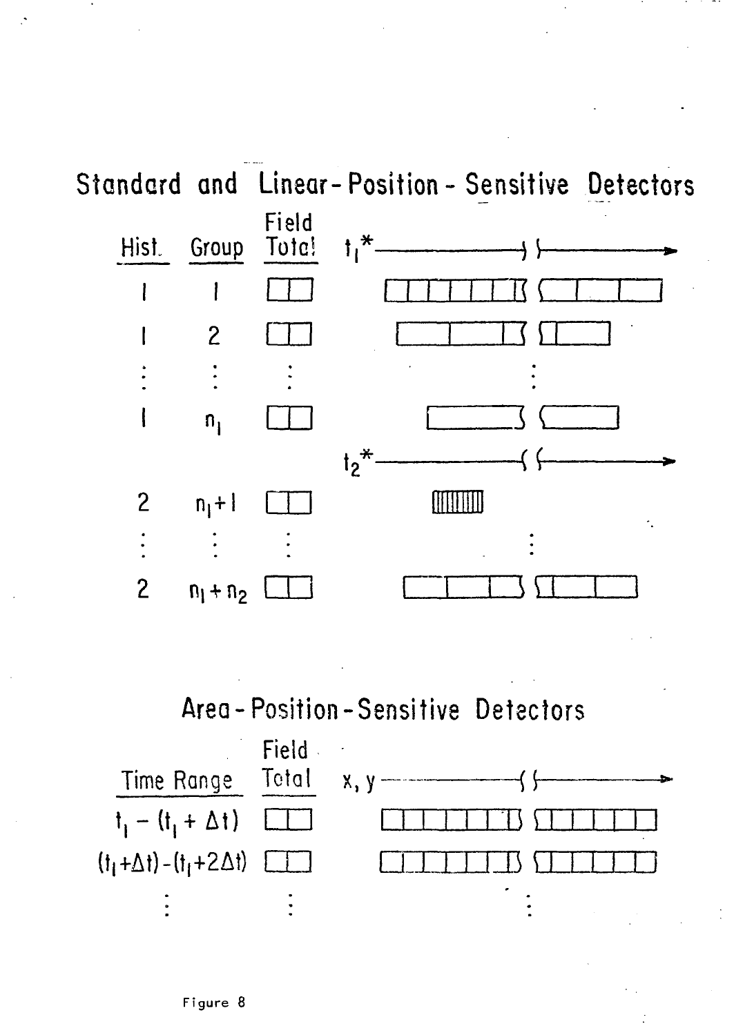## Standard and Linear-Position-Sensitive Detectors

| Hist. | Group | Field Total | $t_1^*$ → |
|---|---|---|---|
| 1 | 1 | | |
| 1 | 2 | | |
| ⋮ | ⋮ | ⋮ | ⋮ |
| 1 | $n_1$ | | |
| | | | $t_2^*$ → |
| 2 | $n_1+1$ | | |
| ⋮ | ⋮ | ⋮ | ⋮ |
| 2 | $n_1+n_2$ | | |

## Area-Position-Sensitive Detectors

| Time Range | Field Total | $x, y$ → |
|---|---|---|
| $t_1 - (t_1 + \Delta t)$ | | |
| $(t_1+\Delta t) - (t_1+2\Delta t)$ | | |
| ⋮ | ⋮ | ⋮ |

Figure 8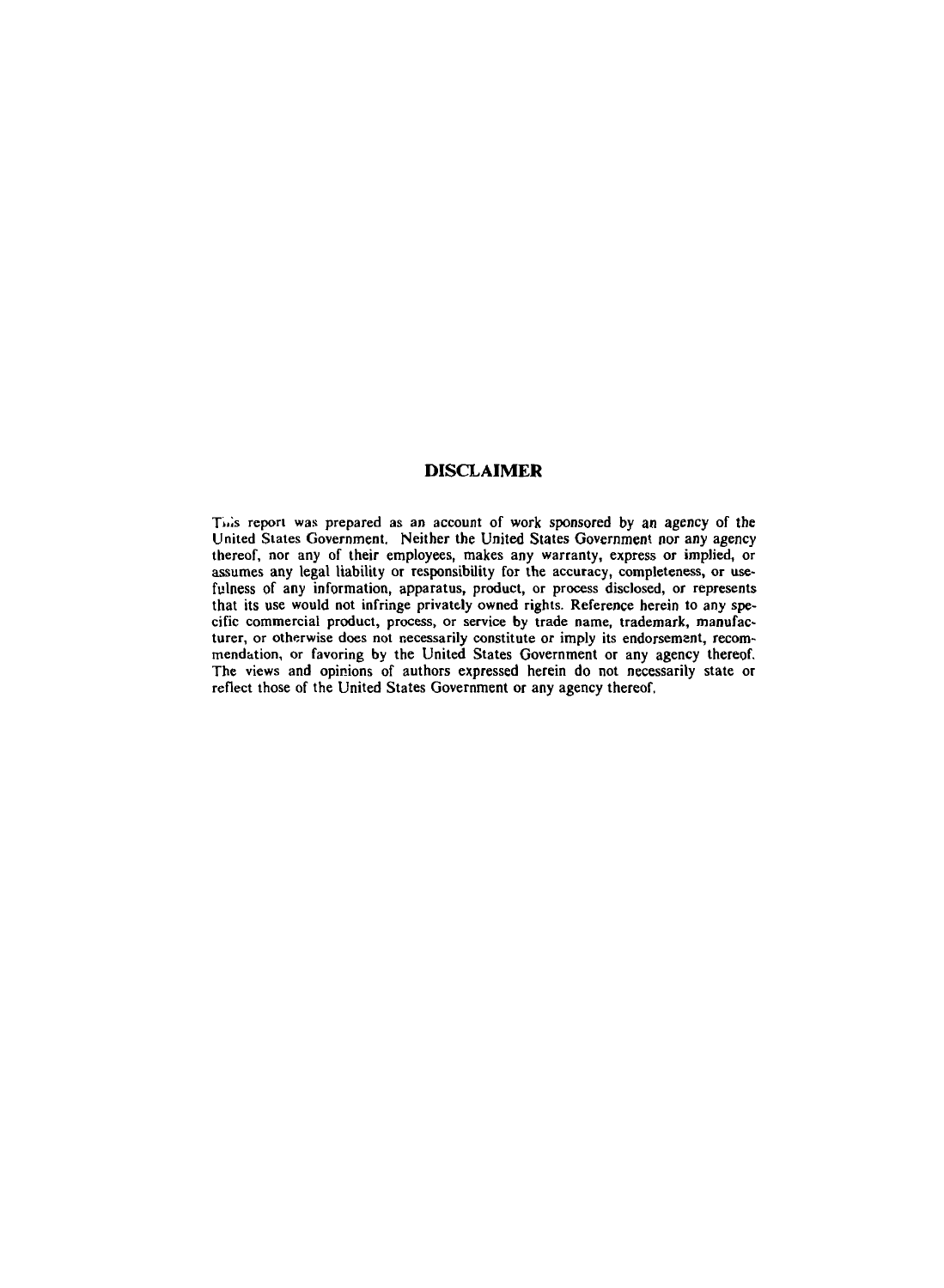## DISCLAIMER

This report was prepared as an account of work sponsored by an agency of the United States Government. Neither the United States Government nor any agency thereof, nor any of their employees, makes any warranty, express or implied, or assumes any legal liability or responsibility for the accuracy, completeness, or usefulness of any information, apparatus, product, or process disclosed, or represents that its use would not infringe privately owned rights. Reference herein to any specific commercial product, process, or service by trade name, trademark, manufacturer, or otherwise does not necessarily constitute or imply its endorsement, recommendation, or favoring by the United States Government or any agency thereof. The views and opinions of authors expressed herein do not necessarily state or reflect those of the United States Government or any agency thereof.